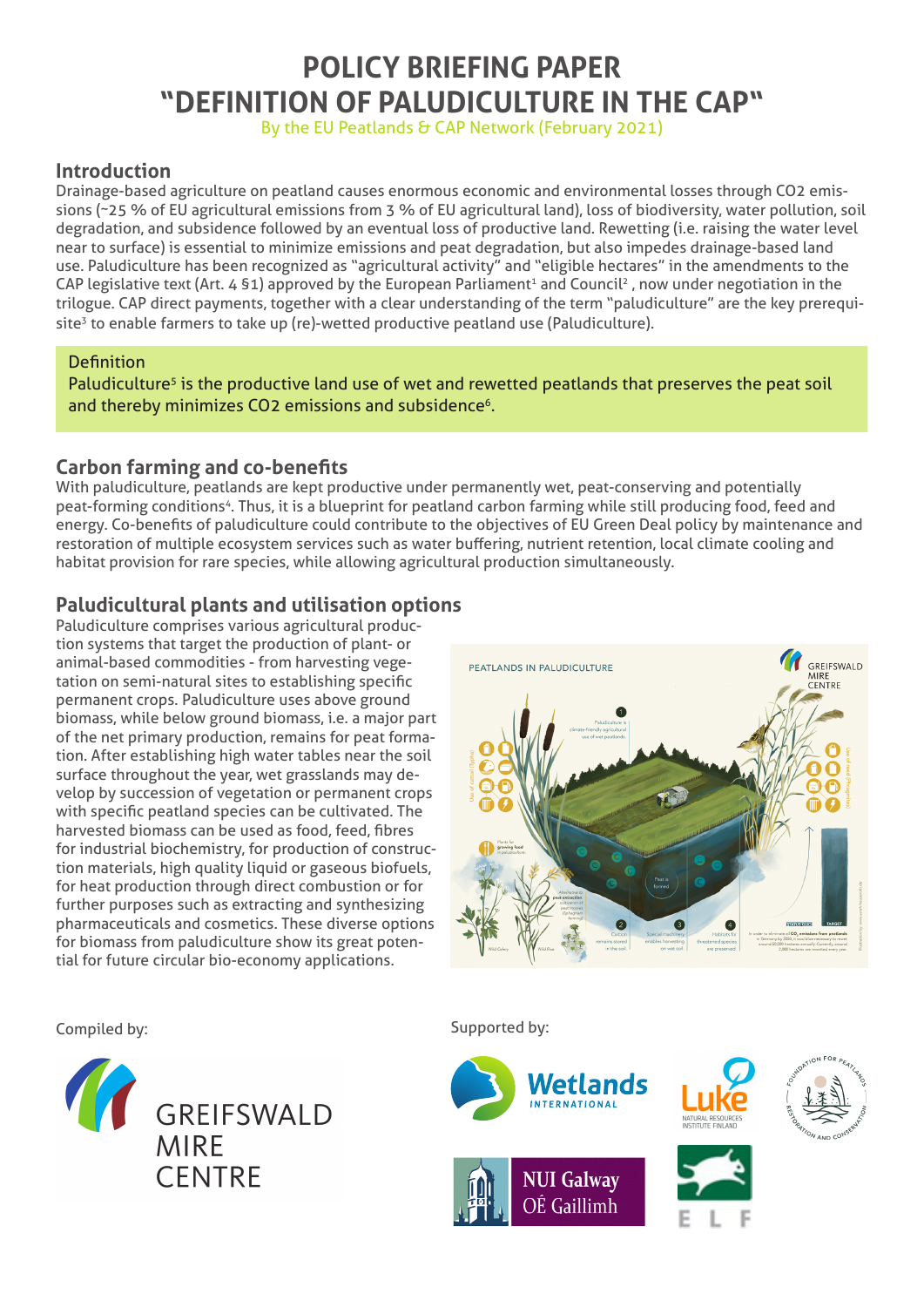# POLICY BRIEFING PAPER "DEFINITION OF PALUDICULTURE IN THE CAP"

By the EU Peatlands & CAP Network (February 2021)

## Introduction

Drainage-based agriculture on peatland causes enormous economic and environmental losses through $CO_2$ emissions (~25 % of EU agricultural emissions from 3 % of EU agricultural land), loss of biodiversity, water pollution, soil degradation, and subsidence followed by an eventual loss of productive land. Rewetting (i.e. raising the water level near to surface) is essential to minimize emissions and peat degradation, but also impedes drainage-based land use. Paludiculture has been recognized as "agricultural activity" and "eligible hectares" in the amendments to the CAP legislative text (Art. 4 §1) approved by the European Parliament[1] and Council[2] , now under negotiation in the trilogue. CAP direct payments, together with a clear understanding of the term "paludiculture" are the key prerequisite[3] to enable farmers to take up (re)-wetted productive peatland use (Paludiculture).

> Definition
>
> Paludiculture[5] is the productive land use of wet and rewetted peatlands that preserves the peat soil and thereby minimizes $CO_2$ emissions and subsidence[6].

## Carbon farming and co-benefits

With paludiculture, peatlands are kept productive under permanently wet, peat-conserving and potentially peat-forming conditions[4]. Thus, it is a blueprint for peatland carbon farming while still producing food, feed and energy. Co-benefits of paludiculture could contribute to the objectives of EU Green Deal policy by maintenance and restoration of multiple ecosystem services such as water buffering, nutrient retention, local climate cooling and habitat provision for rare species, while allowing agricultural production simultaneously.

## Paludicultural plants and utilisation options

Paludiculture comprises various agricultural production systems that target the production of plant- or animal-based commodities - from harvesting vegetation on semi-natural sites to establishing specific permanent crops. Paludiculture uses above ground biomass, while below ground biomass, i.e. a major part of the net primary production, remains for peat formation. After establishing high water tables near the soil surface throughout the year, wet grasslands may develop by succession of vegetation or permanent crops with specific peatland species can be cultivated. The harvested biomass can be used as food, feed, fibres for industrial biochemistry, for production of construction materials, high quality liquid or gaseous biofuels, for heat production through direct combustion or for further purposes such as extracting and synthesizing pharmaceuticals and cosmetics. These diverse options for biomass from paludiculture show its great potential for future circular bio-economy applications.

Compiled by: GREIFSWALD MIRE CENTRE

Supported by: Wetlands International, Luke Natural Resources Institute Finland, Foundation for Peatlands Restoration and Conservation, NUI Galway OÉ Gaillimh, ELF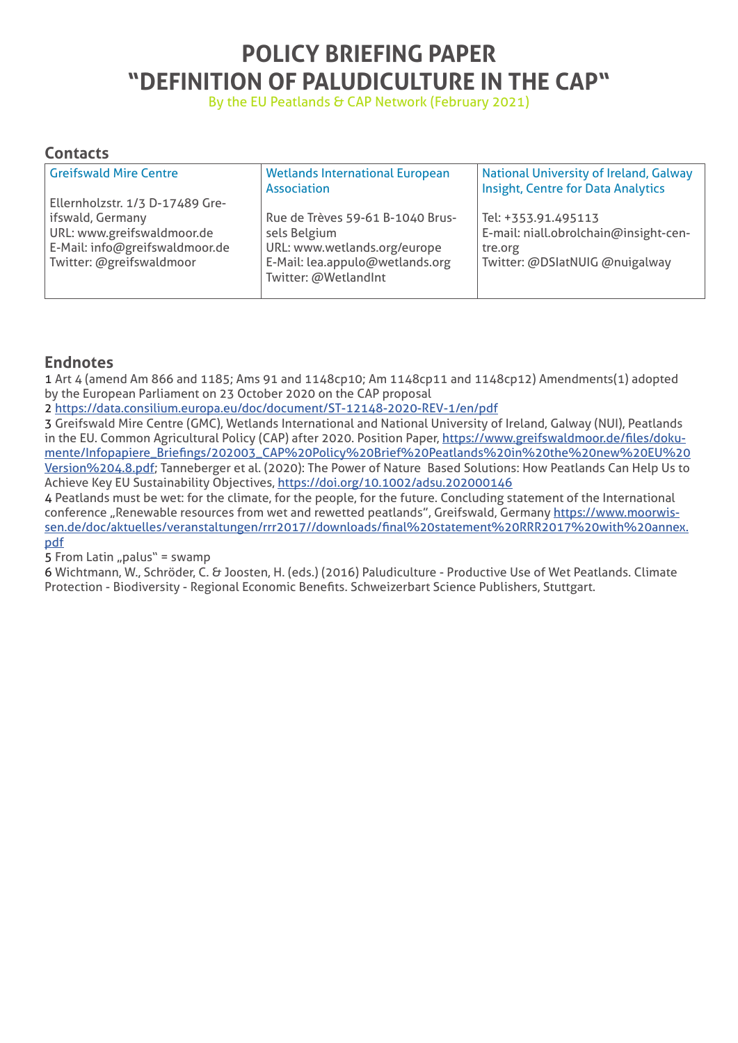# POLICY BRIEFING PAPER "DEFINITION OF PALUDICULTURE IN THE CAP"

By the EU Peatlands & CAP Network (February 2021)

## Contacts

| Greifswald Mire Centre | Wetlands International European Association | National University of Ireland, Galway Insight, Centre for Data Analytics |
|---|---|---|
| Ellernholzstr. 1/3 D-17489 Greifswald, Germany<br>URL: www.greifswaldmoor.de<br>E-Mail: info@greifswaldmoor.de<br>Twitter: @greifswaldmoor | Rue de Trèves 59-61 B-1040 Brussels Belgium<br>URL: www.wetlands.org/europe<br>E-Mail: lea.appulo@wetlands.org<br>Twitter: @WetlandInt | Tel: +353.91.495113<br>E-mail: niall.obrolchain@insight-centre.org<br>Twitter: @DSIatNUIG @nuigalway |

## Endnotes

1 Art 4 (amend Am 866 and 1185; Ams 91 and 1148cp10; Am 1148cp11 and 1148cp12) Amendments(1) adopted by the European Parliament on 23 October 2020 on the CAP proposal

2 https://data.consilium.europa.eu/doc/document/ST-12148-2020-REV-1/en/pdf

3 Greifswald Mire Centre (GMC), Wetlands International and National University of Ireland, Galway (NUI), Peatlands in the EU. Common Agricultural Policy (CAP) after 2020. Position Paper, https://www.greifswaldmoor.de/files/dokumente/Infopapiere_Briefings/202003_CAP%20Policy%20Brief%20Peatlands%20in%20the%20new%20EU%20Version%204.8.pdf; Tanneberger et al. (2020): The Power of Nature Based Solutions: How Peatlands Can Help Us to Achieve Key EU Sustainability Objectives, https://doi.org/10.1002/adsu.202000146

4 Peatlands must be wet: for the climate, for the people, for the future. Concluding statement of the International conference „Renewable resources from wet and rewetted peatlands", Greifswald, Germany https://www.moorwissen.de/doc/aktuelles/veranstaltungen/rrr2017//downloads/final%20statement%20RRR2017%20with%20annex.pdf

5 From Latin „palus" = swamp

6 Wichtmann, W., Schröder, C. & Joosten, H. (eds.) (2016) Paludiculture - Productive Use of Wet Peatlands. Climate Protection - Biodiversity - Regional Economic Benefits. Schweizerbart Science Publishers, Stuttgart.